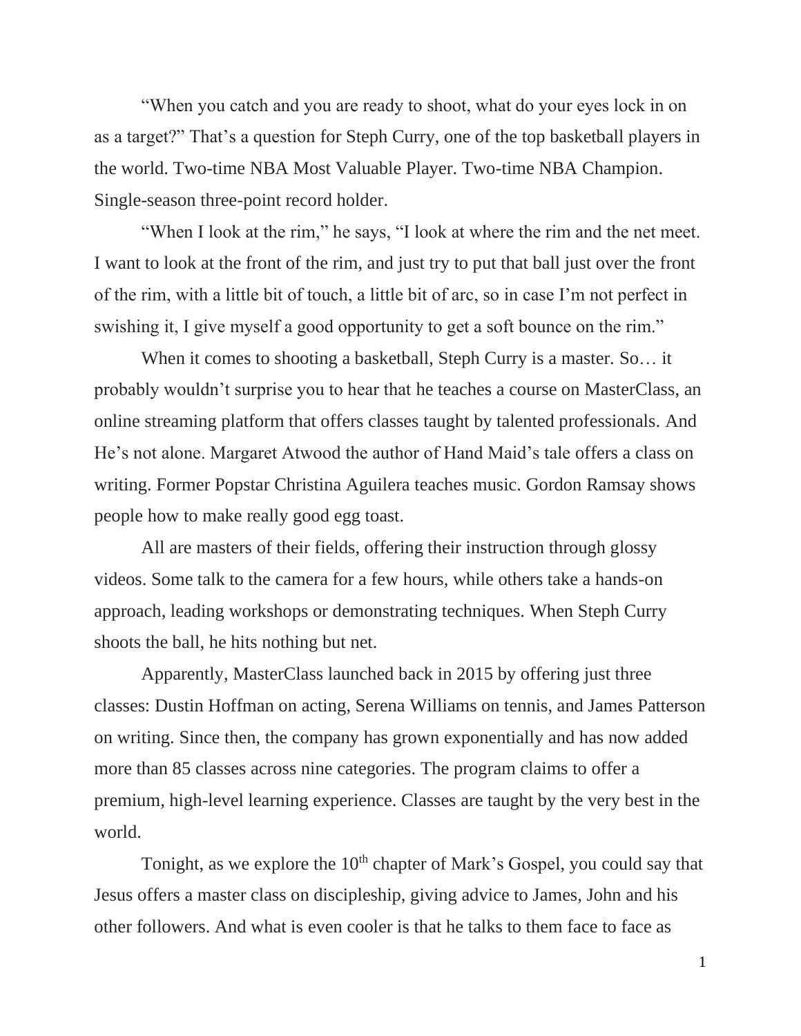"When you catch and you are ready to shoot, what do your eyes lock in on as a target?" That's a question for Steph Curry, one of the top basketball players in the world. Two-time NBA Most Valuable Player. Two-time NBA Champion. Single-season three-point record holder.

"When I look at the rim," he says, "I look at where the rim and the net meet. I want to look at the front of the rim, and just try to put that ball just over the front of the rim, with a little bit of touch, a little bit of arc, so in case I'm not perfect in swishing it, I give myself a good opportunity to get a soft bounce on the rim."

When it comes to shooting a basketball, Steph Curry is a master. So… it probably wouldn't surprise you to hear that he teaches a course on MasterClass, an online streaming platform that offers classes taught by talented professionals. And He's not alone. Margaret Atwood the author of Hand Maid's tale offers a class on writing. Former Popstar Christina Aguilera teaches music. Gordon Ramsay shows people how to make really good egg toast.

All are masters of their fields, offering their instruction through glossy videos. Some talk to the camera for a few hours, while others take a hands-on approach, leading workshops or demonstrating techniques. When Steph Curry shoots the ball, he hits nothing but net.

Apparently, MasterClass launched back in 2015 by offering just three classes: Dustin Hoffman on acting, Serena Williams on tennis, and James Patterson on writing. Since then, the company has grown exponentially and has now added more than 85 classes across nine categories. The program claims to offer a premium, high-level learning experience. Classes are taught by the very best in the world.

Tonight, as we explore the 10th chapter of Mark's Gospel, you could say that Jesus offers a master class on discipleship, giving advice to James, John and his other followers. And what is even cooler is that he talks to them face to face as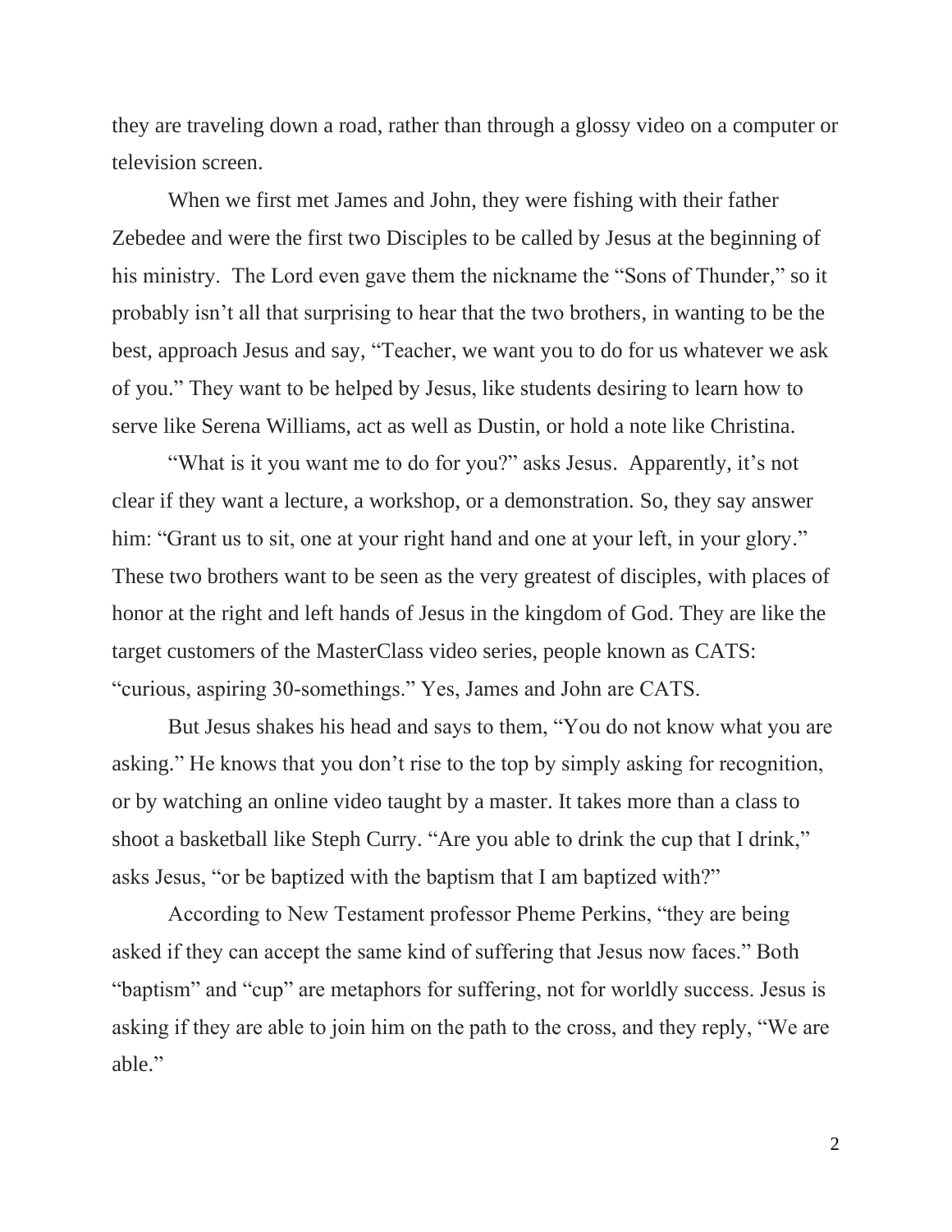they are traveling down a road, rather than through a glossy video on a computer or television screen.

When we first met James and John, they were fishing with their father Zebedee and were the first two Disciples to be called by Jesus at the beginning of his ministry. The Lord even gave them the nickname the "Sons of Thunder," so it probably isn't all that surprising to hear that the two brothers, in wanting to be the best, approach Jesus and say, "Teacher, we want you to do for us whatever we ask of you." They want to be helped by Jesus, like students desiring to learn how to serve like Serena Williams, act as well as Dustin, or hold a note like Christina.

"What is it you want me to do for you?" asks Jesus. Apparently, it's not clear if they want a lecture, a workshop, or a demonstration. So, they say answer him: "Grant us to sit, one at your right hand and one at your left, in your glory." These two brothers want to be seen as the very greatest of disciples, with places of honor at the right and left hands of Jesus in the kingdom of God. They are like the target customers of the MasterClass video series, people known as CATS: "curious, aspiring 30-somethings." Yes, James and John are CATS.

But Jesus shakes his head and says to them, "You do not know what you are asking." He knows that you don't rise to the top by simply asking for recognition, or by watching an online video taught by a master. It takes more than a class to shoot a basketball like Steph Curry. "Are you able to drink the cup that I drink," asks Jesus, "or be baptized with the baptism that I am baptized with?"

According to New Testament professor Pheme Perkins, "they are being asked if they can accept the same kind of suffering that Jesus now faces." Both "baptism" and "cup" are metaphors for suffering, not for worldly success. Jesus is asking if they are able to join him on the path to the cross, and they reply, "We are able."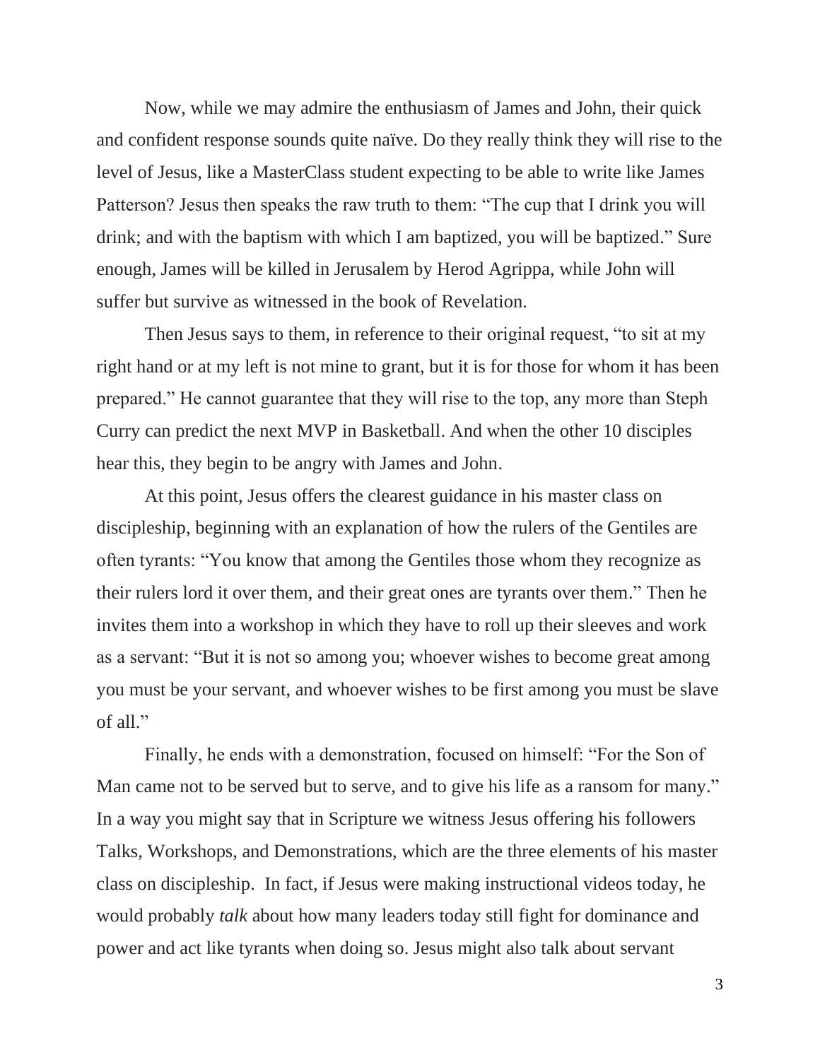Now, while we may admire the enthusiasm of James and John, their quick and confident response sounds quite naïve. Do they really think they will rise to the level of Jesus, like a MasterClass student expecting to be able to write like James Patterson? Jesus then speaks the raw truth to them: “The cup that I drink you will drink; and with the baptism with which I am baptized, you will be baptized.” Sure enough, James will be killed in Jerusalem by Herod Agrippa, while John will suffer but survive as witnessed in the book of Revelation.

Then Jesus says to them, in reference to their original request, “to sit at my right hand or at my left is not mine to grant, but it is for those for whom it has been prepared.” He cannot guarantee that they will rise to the top, any more than Steph Curry can predict the next MVP in Basketball. And when the other 10 disciples hear this, they begin to be angry with James and John.

At this point, Jesus offers the clearest guidance in his master class on discipleship, beginning with an explanation of how the rulers of the Gentiles are often tyrants: “You know that among the Gentiles those whom they recognize as their rulers lord it over them, and their great ones are tyrants over them.” Then he invites them into a workshop in which they have to roll up their sleeves and work as a servant: “But it is not so among you; whoever wishes to become great among you must be your servant, and whoever wishes to be first among you must be slave of all.”

Finally, he ends with a demonstration, focused on himself: “For the Son of Man came not to be served but to serve, and to give his life as a ransom for many.” In a way you might say that in Scripture we witness Jesus offering his followers Talks, Workshops, and Demonstrations, which are the three elements of his master class on discipleship. In fact, if Jesus were making instructional videos today, he would probably *talk* about how many leaders today still fight for dominance and power and act like tyrants when doing so. Jesus might also talk about servant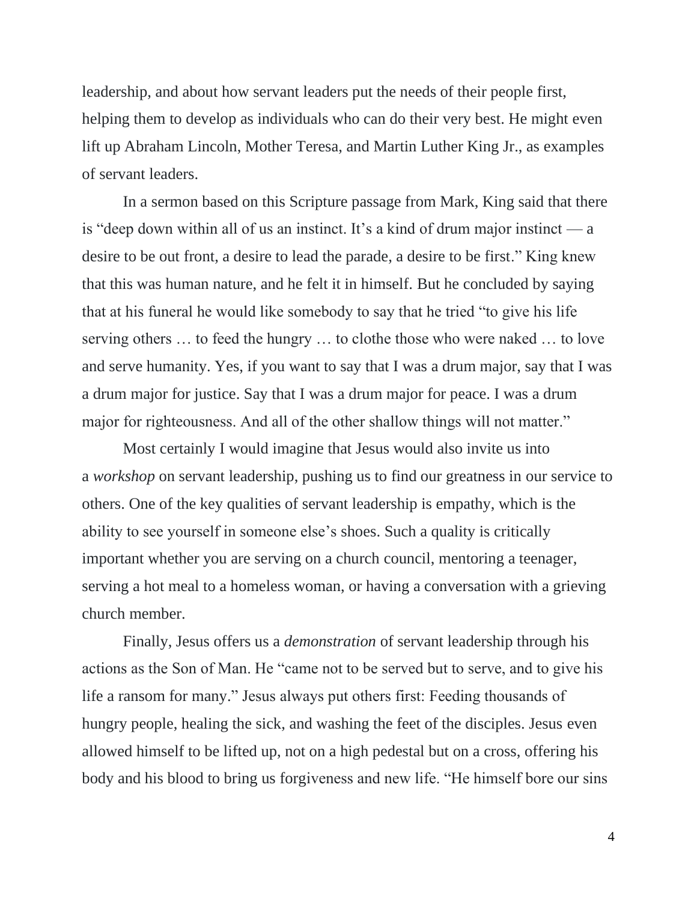leadership, and about how servant leaders put the needs of their people first, helping them to develop as individuals who can do their very best. He might even lift up Abraham Lincoln, Mother Teresa, and Martin Luther King Jr., as examples of servant leaders.

In a sermon based on this Scripture passage from Mark, King said that there is "deep down within all of us an instinct. It's a kind of drum major instinct — a desire to be out front, a desire to lead the parade, a desire to be first." King knew that this was human nature, and he felt it in himself. But he concluded by saying that at his funeral he would like somebody to say that he tried "to give his life serving others … to feed the hungry … to clothe those who were naked … to love and serve humanity. Yes, if you want to say that I was a drum major, say that I was a drum major for justice. Say that I was a drum major for peace. I was a drum major for righteousness. And all of the other shallow things will not matter."

Most certainly I would imagine that Jesus would also invite us into a *workshop* on servant leadership, pushing us to find our greatness in our service to others. One of the key qualities of servant leadership is empathy, which is the ability to see yourself in someone else's shoes. Such a quality is critically important whether you are serving on a church council, mentoring a teenager, serving a hot meal to a homeless woman, or having a conversation with a grieving church member.

Finally, Jesus offers us a *demonstration* of servant leadership through his actions as the Son of Man. He "came not to be served but to serve, and to give his life a ransom for many." Jesus always put others first: Feeding thousands of hungry people, healing the sick, and washing the feet of the disciples. Jesus even allowed himself to be lifted up, not on a high pedestal but on a cross, offering his body and his blood to bring us forgiveness and new life. "He himself bore our sins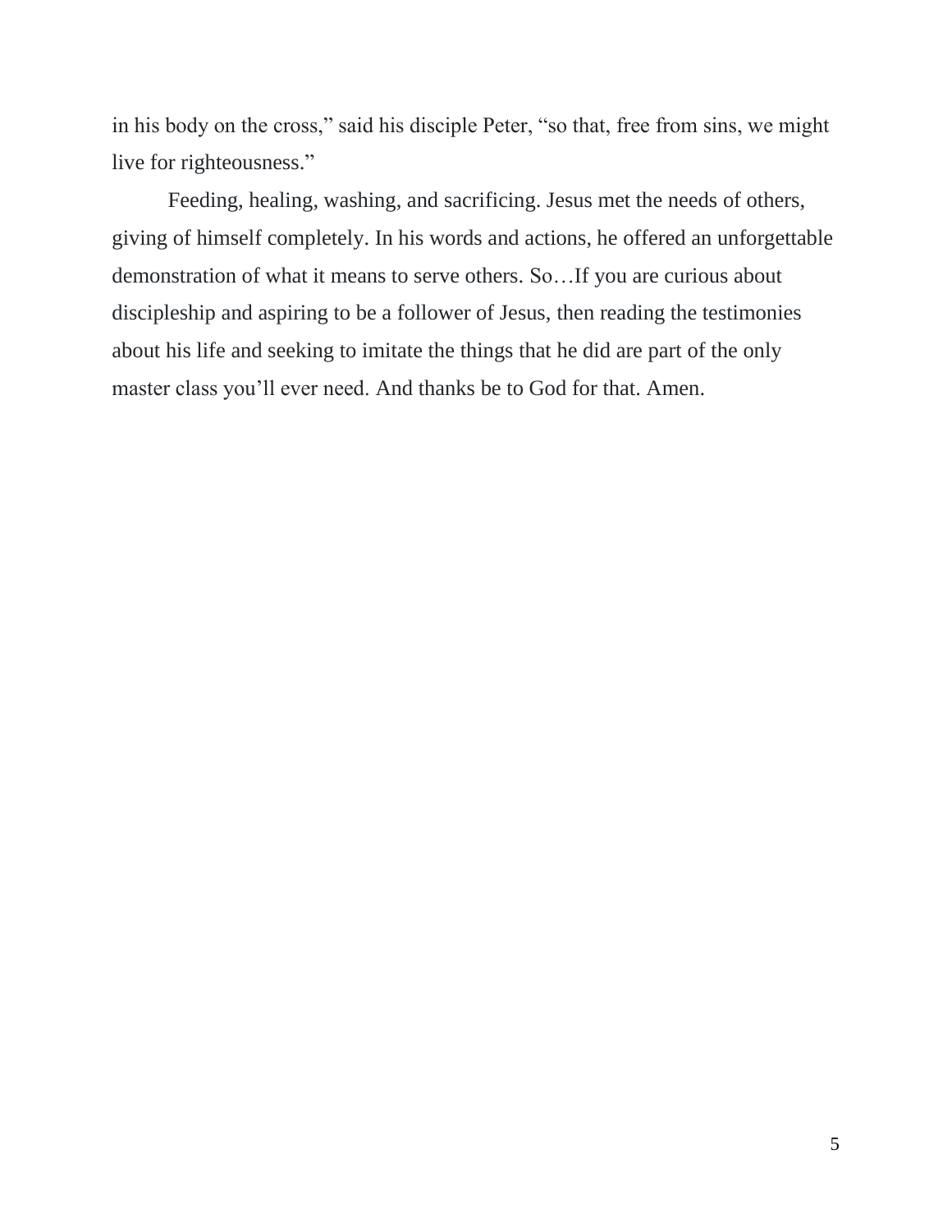in his body on the cross," said his disciple Peter, "so that, free from sins, we might live for righteousness."

Feeding, healing, washing, and sacrificing. Jesus met the needs of others, giving of himself completely. In his words and actions, he offered an unforgettable demonstration of what it means to serve others. So…If you are curious about discipleship and aspiring to be a follower of Jesus, then reading the testimonies about his life and seeking to imitate the things that he did are part of the only master class you'll ever need. And thanks be to God for that. Amen.